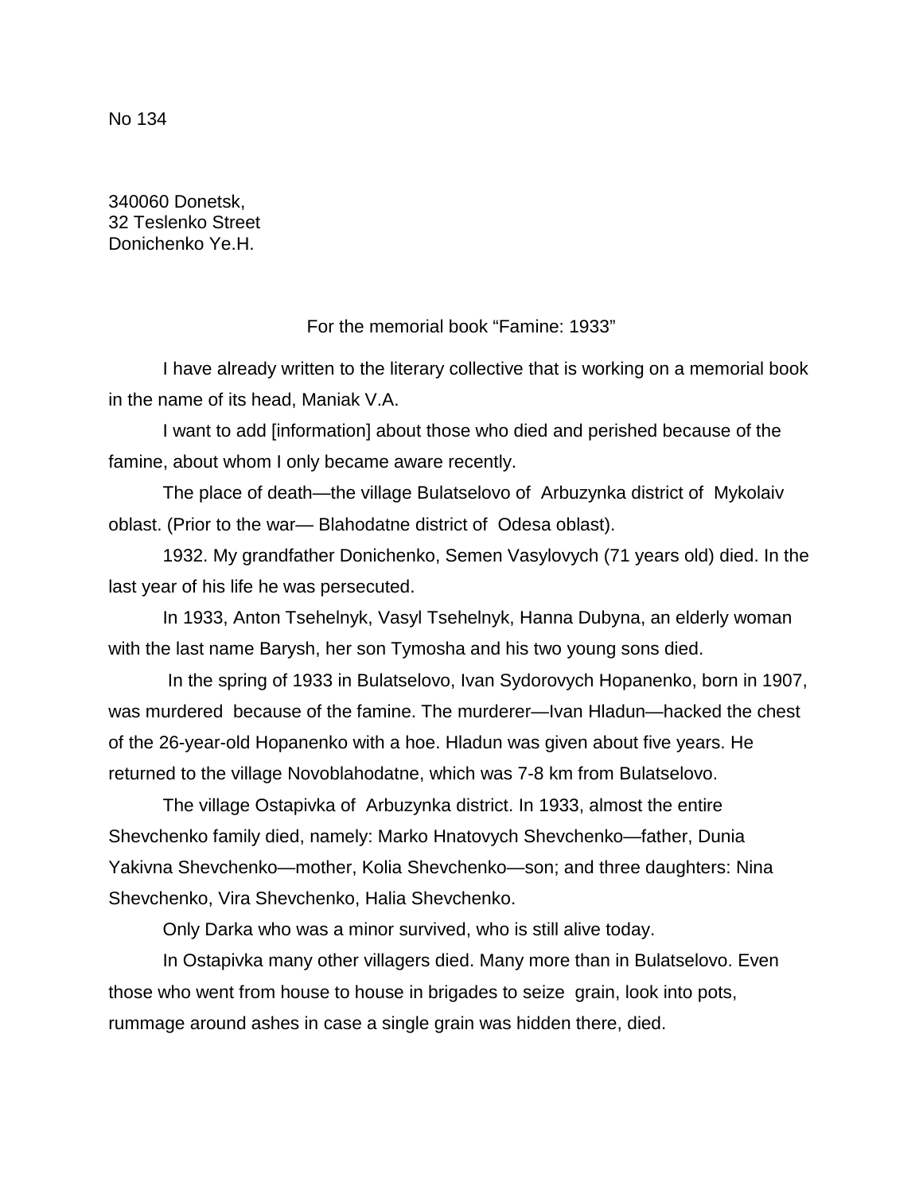No 134

340060 Donetsk,
32 Teslenko Street
Donichenko Ye.H.

For the memorial book “Famine: 1933”

I have already written to the literary collective that is working on a memorial book in the name of its head, Maniak V.A.

I want to add [information] about those who died and perished because of the famine, about whom I only became aware recently.

The place of death—the village Bulatselovo of Arbuzynka district of Mykolaiv oblast. (Prior to the war— Blahodatne district of Odesa oblast).

1932. My grandfather Donichenko, Semen Vasylovych (71 years old) died. In the last year of his life he was persecuted.

In 1933, Anton Tsehelnyk, Vasyl Tsehelnyk, Hanna Dubyna, an elderly woman with the last name Barysh, her son Tymosha and his two young sons died.

In the spring of 1933 in Bulatselovo, Ivan Sydorovych Hopanenko, born in 1907, was murdered because of the famine. The murderer—Ivan Hladun—hacked the chest of the 26-year-old Hopanenko with a hoe. Hladun was given about five years. He returned to the village Novoblahodatne, which was 7-8 km from Bulatselovo.

The village Ostapivka of Arbuzynka district. In 1933, almost the entire Shevchenko family died, namely: Marko Hnatovych Shevchenko—father, Dunia Yakivna Shevchenko—mother, Kolia Shevchenko—son; and three daughters: Nina Shevchenko, Vira Shevchenko, Halia Shevchenko.

Only Darka who was a minor survived, who is still alive today.

In Ostapivka many other villagers died. Many more than in Bulatselovo. Even those who went from house to house in brigades to seize grain, look into pots, rummage around ashes in case a single grain was hidden there, died.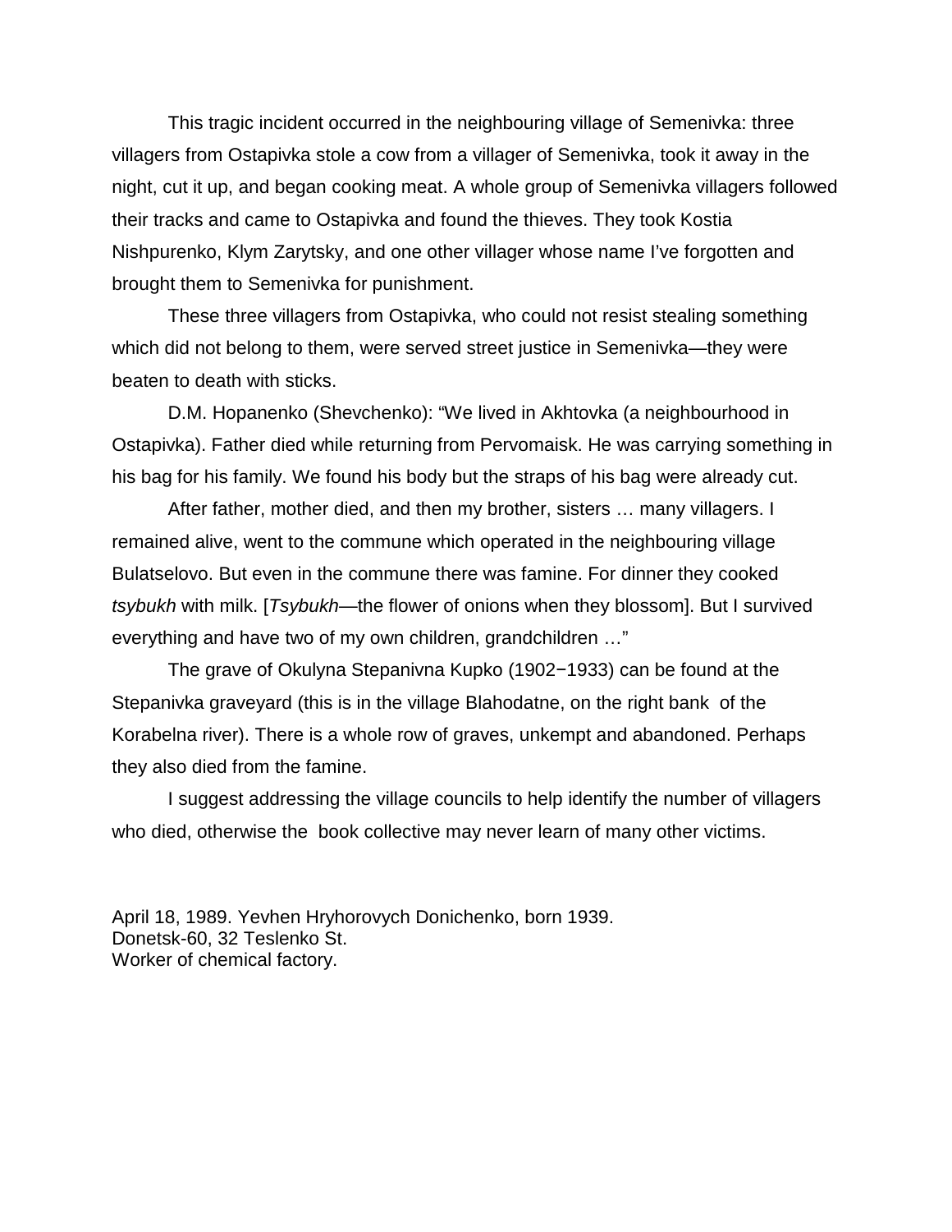This tragic incident occurred in the neighbouring village of Semenivka: three villagers from Ostapivka stole a cow from a villager of Semenivka, took it away in the night, cut it up, and began cooking meat. A whole group of Semenivka villagers followed their tracks and came to Ostapivka and found the thieves. They took Kostia Nishpurenko, Klym Zarytsky, and one other villager whose name I've forgotten and brought them to Semenivka for punishment.

These three villagers from Ostapivka, who could not resist stealing something which did not belong to them, were served street justice in Semenivka—they were beaten to death with sticks.

D.M. Hopanenko (Shevchenko): "We lived in Akhtovka (a neighbourhood in Ostapivka). Father died while returning from Pervomaisk. He was carrying something in his bag for his family. We found his body but the straps of his bag were already cut.

After father, mother died, and then my brother, sisters … many villagers. I remained alive, went to the commune which operated in the neighbouring village Bulatselovo. But even in the commune there was famine. For dinner they cooked *tsybukh* with milk. [*Tsybukh*—the flower of onions when they blossom]. But I survived everything and have two of my own children, grandchildren …"

The grave of Okulyna Stepanivna Kupko (1902−1933) can be found at the Stepanivka graveyard (this is in the village Blahodatne, on the right bank of the Korabelna river). There is a whole row of graves, unkempt and abandoned. Perhaps they also died from the famine.

I suggest addressing the village councils to help identify the number of villagers who died, otherwise the book collective may never learn of many other victims.

April 18, 1989. Yevhen Hryhorovych Donichenko, born 1939.
Donetsk-60, 32 Teslenko St.
Worker of chemical factory.